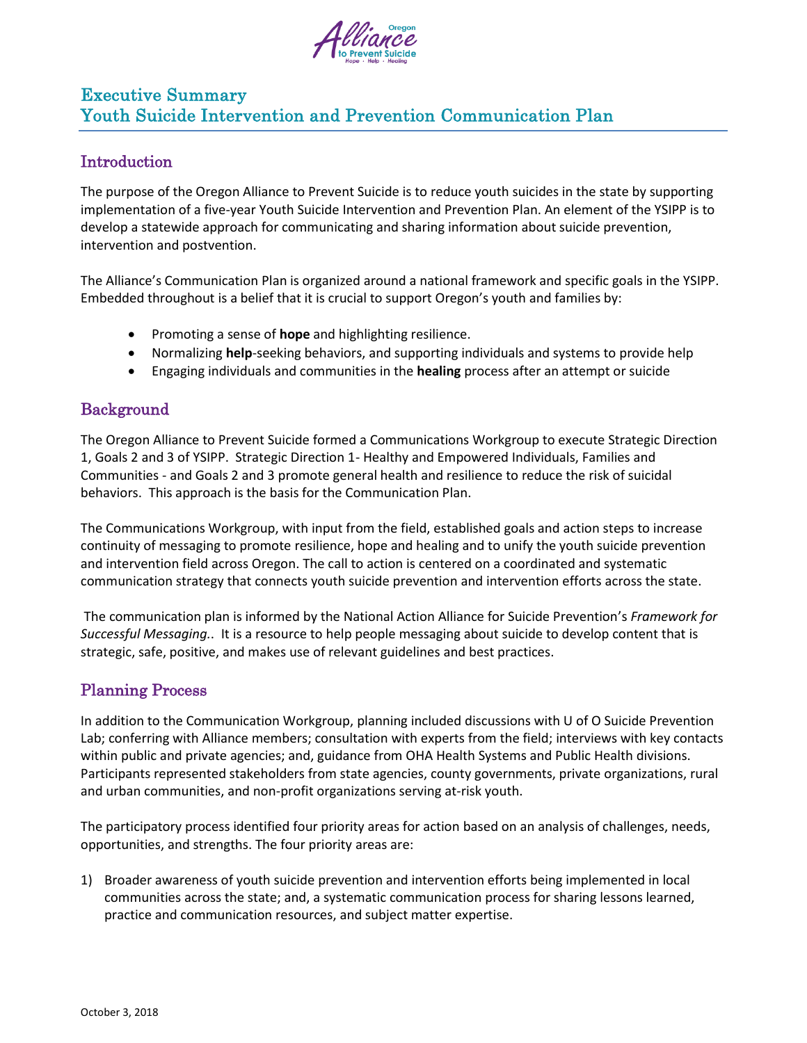# Executive Summary
# Youth Suicide Intervention and Prevention Communication Plan

## Introduction

The purpose of the Oregon Alliance to Prevent Suicide is to reduce youth suicides in the state by supporting implementation of a five-year Youth Suicide Intervention and Prevention Plan. An element of the YSIPP is to develop a statewide approach for communicating and sharing information about suicide prevention, intervention and postvention.

The Alliance's Communication Plan is organized around a national framework and specific goals in the YSIPP. Embedded throughout is a belief that it is crucial to support Oregon's youth and families by:

- Promoting a sense of **hope** and highlighting resilience.
- Normalizing **help**-seeking behaviors, and supporting individuals and systems to provide help
- Engaging individuals and communities in the **healing** process after an attempt or suicide

## Background

The Oregon Alliance to Prevent Suicide formed a Communications Workgroup to execute Strategic Direction 1, Goals 2 and 3 of YSIPP. Strategic Direction 1- Healthy and Empowered Individuals, Families and Communities - and Goals 2 and 3 promote general health and resilience to reduce the risk of suicidal behaviors. This approach is the basis for the Communication Plan.

The Communications Workgroup, with input from the field, established goals and action steps to increase continuity of messaging to promote resilience, hope and healing and to unify the youth suicide prevention and intervention field across Oregon. The call to action is centered on a coordinated and systematic communication strategy that connects youth suicide prevention and intervention efforts across the state.

The communication plan is informed by the National Action Alliance for Suicide Prevention's *Framework for Successful Messaging.*. It is a resource to help people messaging about suicide to develop content that is strategic, safe, positive, and makes use of relevant guidelines and best practices.

## Planning Process

In addition to the Communication Workgroup, planning included discussions with U of O Suicide Prevention Lab; conferring with Alliance members; consultation with experts from the field; interviews with key contacts within public and private agencies; and, guidance from OHA Health Systems and Public Health divisions. Participants represented stakeholders from state agencies, county governments, private organizations, rural and urban communities, and non-profit organizations serving at-risk youth.

The participatory process identified four priority areas for action based on an analysis of challenges, needs, opportunities, and strengths. The four priority areas are:

1) Broader awareness of youth suicide prevention and intervention efforts being implemented in local communities across the state; and, a systematic communication process for sharing lessons learned, practice and communication resources, and subject matter expertise.

October 3, 2018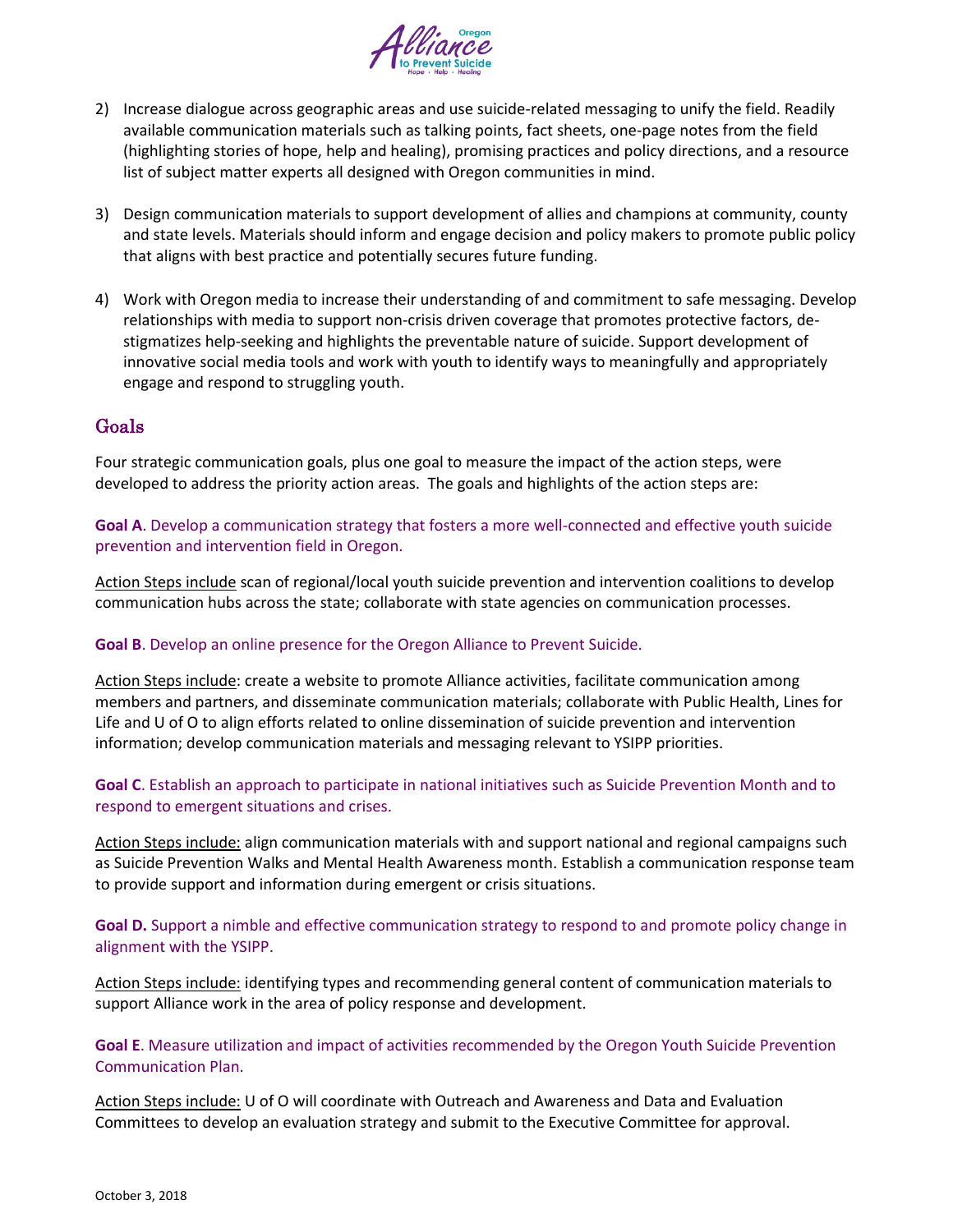2) Increase dialogue across geographic areas and use suicide-related messaging to unify the field. Readily available communication materials such as talking points, fact sheets, one-page notes from the field (highlighting stories of hope, help and healing), promising practices and policy directions, and a resource list of subject matter experts all designed with Oregon communities in mind.

3) Design communication materials to support development of allies and champions at community, county and state levels. Materials should inform and engage decision and policy makers to promote public policy that aligns with best practice and potentially secures future funding.

4) Work with Oregon media to increase their understanding of and commitment to safe messaging. Develop relationships with media to support non-crisis driven coverage that promotes protective factors, de-stigmatizes help-seeking and highlights the preventable nature of suicide. Support development of innovative social media tools and work with youth to identify ways to meaningfully and appropriately engage and respond to struggling youth.

## Goals

Four strategic communication goals, plus one goal to measure the impact of the action steps, were developed to address the priority action areas. The goals and highlights of the action steps are:

**Goal A**. Develop a communication strategy that fosters a more well-connected and effective youth suicide prevention and intervention field in Oregon.

Action Steps include scan of regional/local youth suicide prevention and intervention coalitions to develop communication hubs across the state; collaborate with state agencies on communication processes.

**Goal B**. Develop an online presence for the Oregon Alliance to Prevent Suicide.

Action Steps include: create a website to promote Alliance activities, facilitate communication among members and partners, and disseminate communication materials; collaborate with Public Health, Lines for Life and U of O to align efforts related to online dissemination of suicide prevention and intervention information; develop communication materials and messaging relevant to YSIPP priorities.

**Goal C**. Establish an approach to participate in national initiatives such as Suicide Prevention Month and to respond to emergent situations and crises.

Action Steps include: align communication materials with and support national and regional campaigns such as Suicide Prevention Walks and Mental Health Awareness month. Establish a communication response team to provide support and information during emergent or crisis situations.

**Goal D.** Support a nimble and effective communication strategy to respond to and promote policy change in alignment with the YSIPP.

Action Steps include: identifying types and recommending general content of communication materials to support Alliance work in the area of policy response and development.

**Goal E**. Measure utilization and impact of activities recommended by the Oregon Youth Suicide Prevention Communication Plan.

Action Steps include: U of O will coordinate with Outreach and Awareness and Data and Evaluation Committees to develop an evaluation strategy and submit to the Executive Committee for approval.